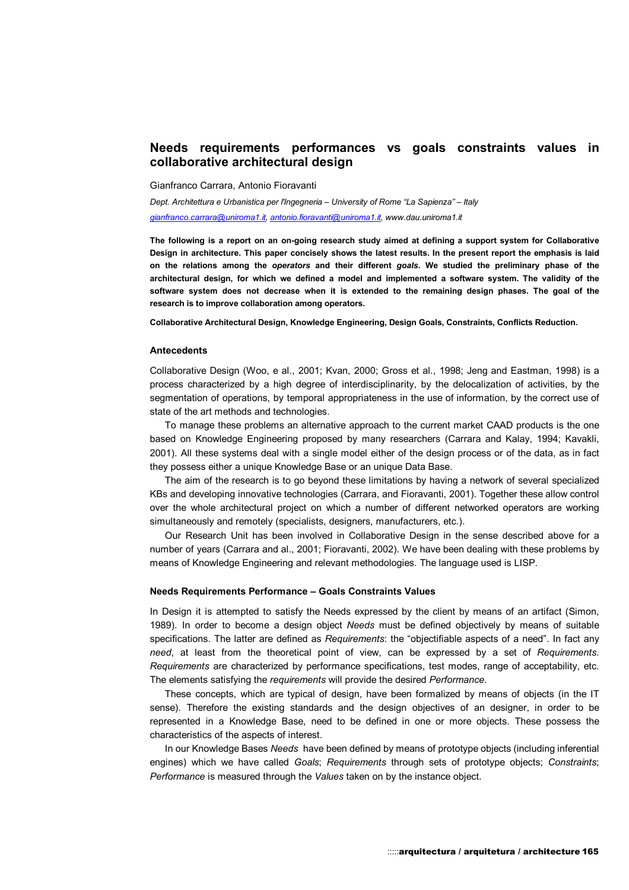# Needs requirements performances vs goals constraints values in collaborative architectural design

Gianfranco Carrara, Antonio Fioravanti

*Dept. Architettura e Urbanistica per l'Ingegneria – University of Rome "La Sapienza" – Italy*

*gianfranco.carrara@uniroma1.it, antonio.fioravanti@uniroma1.it, www.dau.uniroma1.it*

**The following is a report on an on-going research study aimed at defining a support system for Collaborative Design in architecture. This paper concisely shows the latest results. In the present report the emphasis is laid on the relations among the *operators* and their different *goals*. We studied the preliminary phase of the architectural design, for which we defined a model and implemented a software system. The validity of the software system does not decrease when it is extended to the remaining design phases. The goal of the research is to improve collaboration among operators.**

**Collaborative Architectural Design, Knowledge Engineering, Design Goals, Constraints, Conflicts Reduction.**

### Antecedents

Collaborative Design (Woo, e al., 2001; Kvan, 2000; Gross et al., 1998; Jeng and Eastman, 1998) is a process characterized by a high degree of interdisciplinarity, by the delocalization of activities, by the segmentation of operations, by temporal appropriateness in the use of information, by the correct use of state of the art methods and technologies.

To manage these problems an alternative approach to the current market CAAD products is the one based on Knowledge Engineering proposed by many researchers (Carrara and Kalay, 1994; Kavakli, 2001). All these systems deal with a single model either of the design process or of the data, as in fact they possess either a unique Knowledge Base or an unique Data Base.

The aim of the research is to go beyond these limitations by having a network of several specialized KBs and developing innovative technologies (Carrara, and Fioravanti, 2001). Together these allow control over the whole architectural project on which a number of different networked operators are working simultaneously and remotely (specialists, designers, manufacturers, etc.).

Our Research Unit has been involved in Collaborative Design in the sense described above for a number of years (Carrara and al., 2001; Fioravanti, 2002). We have been dealing with these problems by means of Knowledge Engineering and relevant methodologies. The language used is LISP.

### Needs Requirements Performance – Goals Constraints Values

In Design it is attempted to satisfy the Needs expressed by the client by means of an artifact (Simon, 1989). In order to become a design object *Needs* must be defined objectively by means of suitable specifications. The latter are defined as *Requirements*: the "objectifiable aspects of a need". In fact any *need*, at least from the theoretical point of view, can be expressed by a set of *Requirements*. *Requirements* are characterized by performance specifications, test modes, range of acceptability, etc. The elements satisfying the *requirements* will provide the desired *Performance*.

These concepts, which are typical of design, have been formalized by means of objects (in the IT sense). Therefore the existing standards and the design objectives of an designer, in order to be represented in a Knowledge Base, need to be defined in one or more objects. These possess the characteristics of the aspects of interest.

In our Knowledge Bases *Needs* have been defined by means of prototype objects (including inferential engines) which we have called *Goals*; *Requirements* through sets of prototype objects; *Constraints*; *Performance* is measured through the *Values* taken on by the instance object.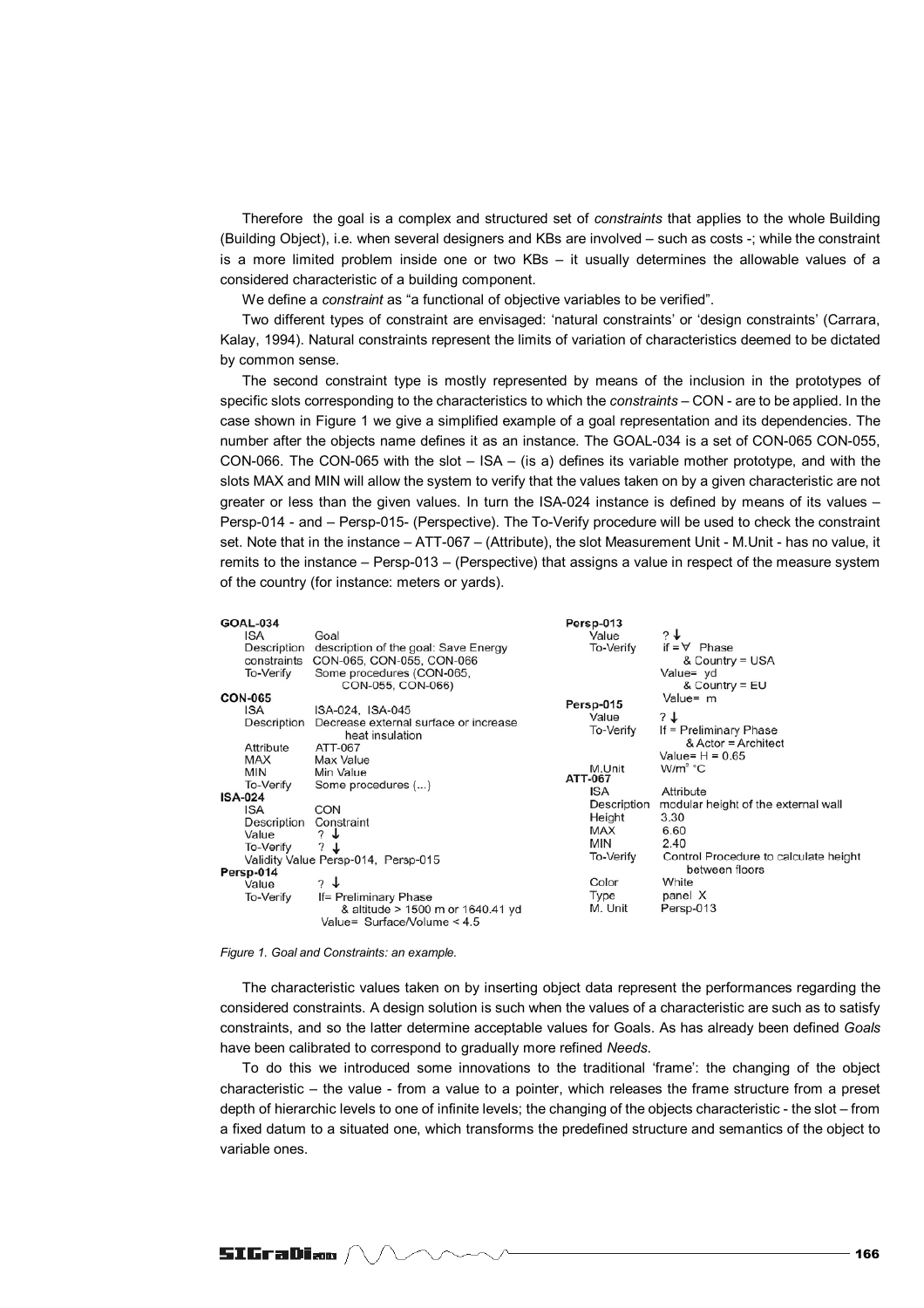Therefore the goal is a complex and structured set of *constraints* that applies to the whole Building (Building Object), i.e. when several designers and KBs are involved – such as costs -; while the constraint is a more limited problem inside one or two KBs – it usually determines the allowable values of a considered characteristic of a building component.

We define a *constraint* as "a functional of objective variables to be verified".

Two different types of constraint are envisaged: 'natural constraints' or 'design constraints' (Carrara, Kalay, 1994). Natural constraints represent the limits of variation of characteristics deemed to be dictated by common sense.

The second constraint type is mostly represented by means of the inclusion in the prototypes of specific slots corresponding to the characteristics to which the *constraints* – CON - are to be applied. In the case shown in Figure 1 we give a simplified example of a goal representation and its dependencies. The number after the objects name defines it as an instance. The GOAL-034 is a set of CON-065 CON-055, CON-066. The CON-065 with the slot – ISA – (is a) defines its variable mother prototype, and with the slots MAX and MIN will allow the system to verify that the values taken on by a given characteristic are not greater or less than the given values. In turn the ISA-024 instance is defined by means of its values – Persp-014 - and – Persp-015- (Perspective). The To-Verify procedure will be used to check the constraint set. Note that in the instance – ATT-067 – (Attribute), the slot Measurement Unit - M.Unit - has no value, it remits to the instance – Persp-013 – (Perspective) that assigns a value in respect of the measure system of the country (for instance: meters or yards).

```
GOAL-034
  ISA          Goal
  Description  description of the goal: Save Energy
  constraints  CON-065, CON-055, CON-066
  To-Verify    Some procedures (CON-065,
                  CON-055, CON-066)
CON-065
  ISA          ISA-024, ISA-045
  Description  Decrease external surface or increase
                  heat insulation
  Attribute    ATT-067
  MAX          Max Value
  MIN          Min Value
  To-Verify    Some procedures (...)
ISA-024
  ISA          CON
  Description  Constraint
  Value        ? ↓
  To-Verify    ? ↓
  Validity Value Persp-014, Persp-015
Persp-014
  Value        ? ↓
  To-Verify    If= Preliminary Phase
                  & altitude > 1500 m or 1640.41 yd
               Value= Surface/Volume < 4.5

Persp-013
  Value        ? ↓
  To-Verify    if = ∀ Phase
                  & Country = USA
               Value= yd
                  & Country = EU
               Value= m
Persp-015
  Value        ? ↓
  To-Verify    If = Preliminary Phase
                  & Actor = Architect
               Value= H = 0.65
  M.Unit       W/m² °C
ATT-067
  ISA          Attribute
  Description  modular height of the external wall
  Height       3.30
  MAX          6.60
  MIN          2.40
  To-Verify    Control Procedure to calculate height
                  between floors
  Color        White
  Type         panel X
  M. Unit      Persp-013
```

*Figure 1. Goal and Constraints: an example.*

The characteristic values taken on by inserting object data represent the performances regarding the considered constraints. A design solution is such when the values of a characteristic are such as to satisfy constraints, and so the latter determine acceptable values for Goals. As has already been defined *Goals* have been calibrated to correspond to gradually more refined *Needs*.

To do this we introduced some innovations to the traditional 'frame': the changing of the object characteristic – the value - from a value to a pointer, which releases the frame structure from a preset depth of hierarchic levels to one of infinite levels; the changing of the objects characteristic - the slot – from a fixed datum to a situated one, which transforms the predefined structure and semantics of the object to variable ones.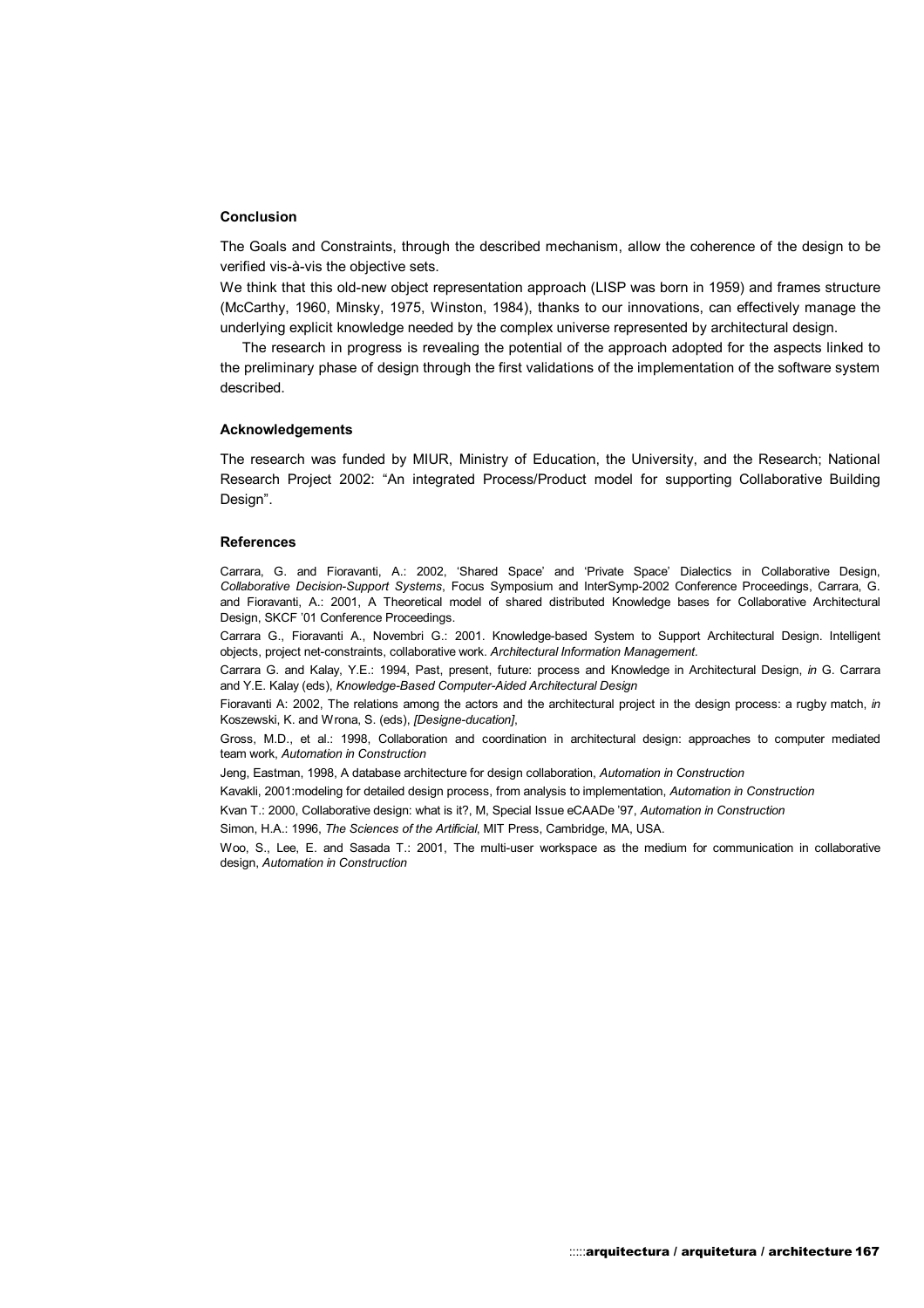#### Conclusion

The Goals and Constraints, through the described mechanism, allow the coherence of the design to be verified vis-à-vis the objective sets.

We think that this old-new object representation approach (LISP was born in 1959) and frames structure (McCarthy, 1960, Minsky, 1975, Winston, 1984), thanks to our innovations, can effectively manage the underlying explicit knowledge needed by the complex universe represented by architectural design.

The research in progress is revealing the potential of the approach adopted for the aspects linked to the preliminary phase of design through the first validations of the implementation of the software system described.

#### Acknowledgements

The research was funded by MIUR, Ministry of Education, the University, and the Research; National Research Project 2002: "An integrated Process/Product model for supporting Collaborative Building Design".

#### References

Carrara, G. and Fioravanti, A.: 2002, 'Shared Space' and 'Private Space' Dialectics in Collaborative Design, *Collaborative Decision-Support Systems*, Focus Symposium and InterSymp-2002 Conference Proceedings, Carrara, G. and Fioravanti, A.: 2001, A Theoretical model of shared distributed Knowledge bases for Collaborative Architectural Design, SKCF '01 Conference Proceedings.

Carrara G., Fioravanti A., Novembri G.: 2001. Knowledge-based System to Support Architectural Design. Intelligent objects, project net-constraints, collaborative work. *Architectural Information Management*.

Carrara G. and Kalay, Y.E.: 1994, Past, present, future: process and Knowledge in Architectural Design, *in* G. Carrara and Y.E. Kalay (eds), *Knowledge-Based Computer-Aided Architectural Design*

Fioravanti A: 2002, The relations among the actors and the architectural project in the design process: a rugby match, *in* Koszewski, K. and Wrona, S. (eds), *[Designe-ducation]*,

Gross, M.D., et al.: 1998, Collaboration and coordination in architectural design: approaches to computer mediated team work, *Automation in Construction*

Jeng, Eastman, 1998, A database architecture for design collaboration, *Automation in Construction*

Kavakli, 2001:modeling for detailed design process, from analysis to implementation, *Automation in Construction*

Kvan T.: 2000, Collaborative design: what is it?, M, Special Issue eCAADe '97, *Automation in Construction*

Simon, H.A.: 1996, *The Sciences of the Artificial*, MIT Press, Cambridge, MA, USA.

Woo, S., Lee, E. and Sasada T.: 2001, The multi-user workspace as the medium for communication in collaborative design, *Automation in Construction*